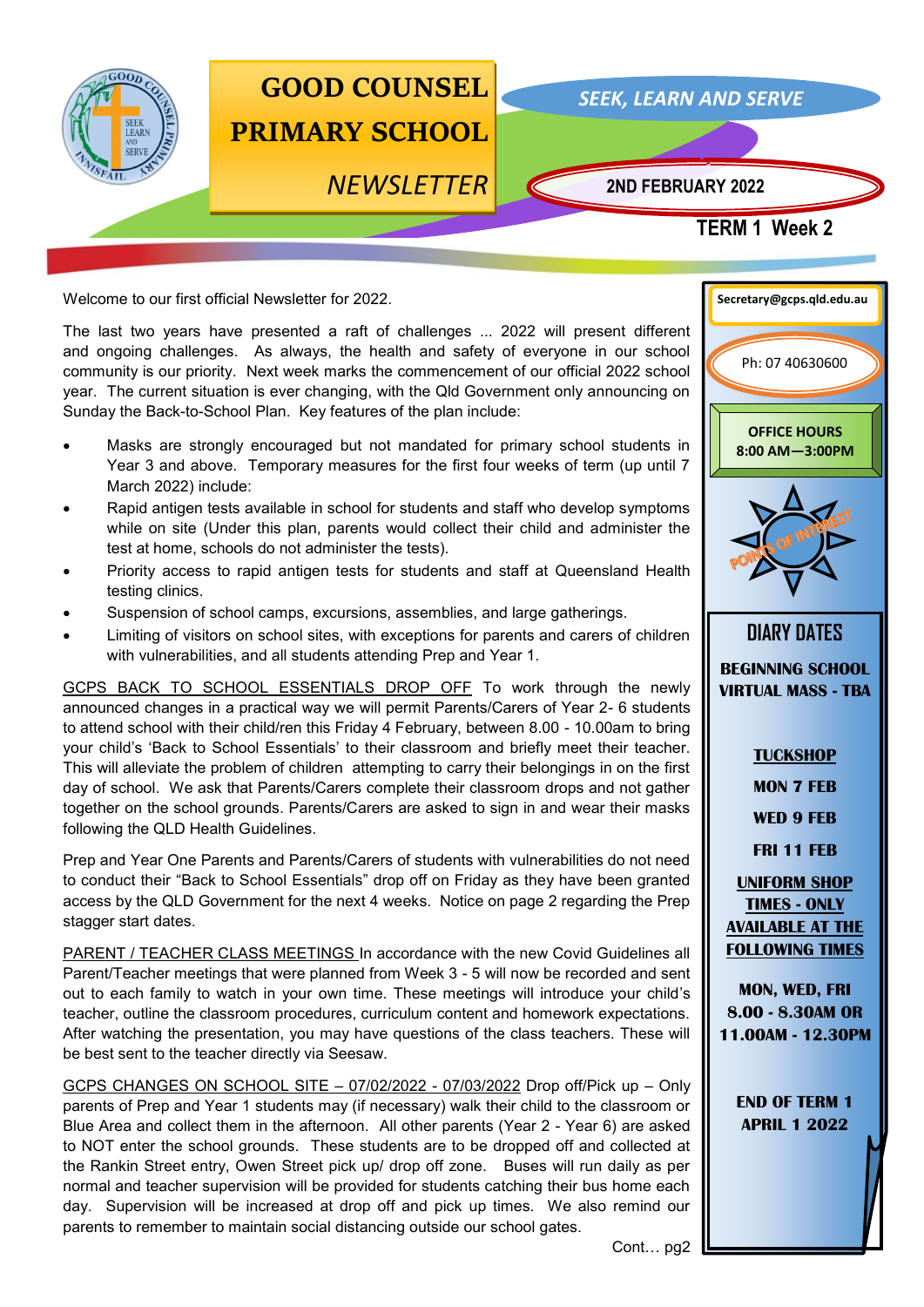# GOOD COUNSEL PRIMARY SCHOOL

*NEWSLETTER*

*SEEK, LEARN AND SERVE*

**2ND FEBRUARY 2022**

**TERM 1 Week 2**

Welcome to our first official Newsletter for 2022.

The last two years have presented a raft of challenges ... 2022 will present different and ongoing challenges. As always, the health and safety of everyone in our school community is our priority. Next week marks the commencement of our official 2022 school year. The current situation is ever changing, with the Qld Government only announcing on Sunday the Back-to-School Plan. Key features of the plan include:

- Masks are strongly encouraged but not mandated for primary school students in Year 3 and above. Temporary measures for the first four weeks of term (up until 7 March 2022) include:
- Rapid antigen tests available in school for students and staff who develop symptoms while on site (Under this plan, parents would collect their child and administer the test at home, schools do not administer the tests).
- Priority access to rapid antigen tests for students and staff at Queensland Health testing clinics.
- Suspension of school camps, excursions, assemblies, and large gatherings.
- Limiting of visitors on school sites, with exceptions for parents and carers of children with vulnerabilities, and all students attending Prep and Year 1.

GCPS BACK TO SCHOOL ESSENTIALS DROP OFF To work through the newly announced changes in a practical way we will permit Parents/Carers of Year 2- 6 students to attend school with their child/ren this Friday 4 February, between 8.00 - 10.00am to bring your child's 'Back to School Essentials' to their classroom and briefly meet their teacher. This will alleviate the problem of children attempting to carry their belongings in on the first day of school. We ask that Parents/Carers complete their classroom drops and not gather together on the school grounds. Parents/Carers are asked to sign in and wear their masks following the QLD Health Guidelines.

Prep and Year One Parents and Parents/Carers of students with vulnerabilities do not need to conduct their "Back to School Essentials" drop off on Friday as they have been granted access by the QLD Government for the next 4 weeks. Notice on page 2 regarding the Prep stagger start dates.

PARENT / TEACHER CLASS MEETINGS In accordance with the new Covid Guidelines all Parent/Teacher meetings that were planned from Week 3 - 5 will now be recorded and sent out to each family to watch in your own time. These meetings will introduce your child's teacher, outline the classroom procedures, curriculum content and homework expectations. After watching the presentation, you may have questions of the class teachers. These will be best sent to the teacher directly via Seesaw.

GCPS CHANGES ON SCHOOL SITE – 07/02/2022 - 07/03/2022 Drop off/Pick up – Only parents of Prep and Year 1 students may (if necessary) walk their child to the classroom or Blue Area and collect them in the afternoon. All other parents (Year 2 - Year 6) are asked to NOT enter the school grounds. These students are to be dropped off and collected at the Rankin Street entry, Owen Street pick up/ drop off zone. Buses will run daily as per normal and teacher supervision will be provided for students catching their bus home each day. Supervision will be increased at drop off and pick up times. We also remind our parents to remember to maintain social distancing outside our school gates.

Cont… pg2

---

**Secretary@gcps.qld.edu.au**

Ph: 07 40630600

**OFFICE HOURS**
**8:00 AM—3:00PM**

POINTS OF INTEREST

## DIARY DATES

**BEGINNING SCHOOL VIRTUAL MASS - TBA**

**TUCKSHOP**

**MON 7 FEB**

**WED 9 FEB**

**FRI 11 FEB**

**UNIFORM SHOP TIMES - ONLY AVAILABLE AT THE FOLLOWING TIMES**

**MON, WED, FRI**
**8.00 - 8.30AM OR**
**11.00AM - 12.30PM**

**END OF TERM 1**
**APRIL 1 2022**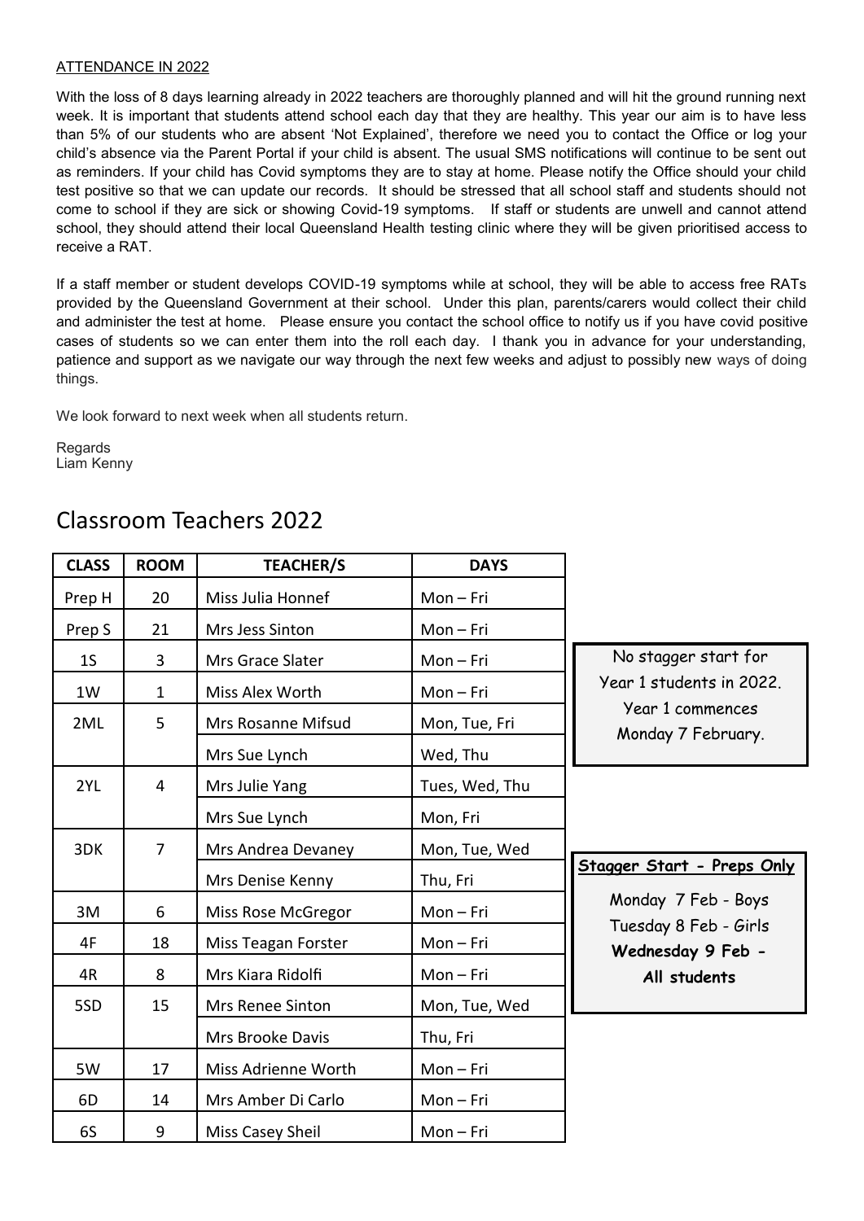ATTENDANCE IN 2022

With the loss of 8 days learning already in 2022 teachers are thoroughly planned and will hit the ground running next week. It is important that students attend school each day that they are healthy. This year our aim is to have less than 5% of our students who are absent 'Not Explained', therefore we need you to contact the Office or log your child's absence via the Parent Portal if your child is absent. The usual SMS notifications will continue to be sent out as reminders. If your child has Covid symptoms they are to stay at home. Please notify the Office should your child test positive so that we can update our records. It should be stressed that all school staff and students should not come to school if they are sick or showing Covid-19 symptoms. If staff or students are unwell and cannot attend school, they should attend their local Queensland Health testing clinic where they will be given prioritised access to receive a RAT.

If a staff member or student develops COVID-19 symptoms while at school, they will be able to access free RATs provided by the Queensland Government at their school. Under this plan, parents/carers would collect their child and administer the test at home. Please ensure you contact the school office to notify us if you have covid positive cases of students so we can enter them into the roll each day. I thank you in advance for your understanding, patience and support as we navigate our way through the next few weeks and adjust to possibly new ways of doing things.

We look forward to next week when all students return.

Regards
Liam Kenny

# Classroom Teachers 2022

| CLASS | ROOM | TEACHER/S | DAYS |
|---|---|---|---|
| Prep H | 20 | Miss Julia Honnef | Mon – Fri |
| Prep S | 21 | Mrs Jess Sinton | Mon – Fri |
| 1S | 3 | Mrs Grace Slater | Mon – Fri |
| 1W | 1 | Miss Alex Worth | Mon – Fri |
| 2ML | 5 | Mrs Rosanne Mifsud | Mon, Tue, Fri |
| | | Mrs Sue Lynch | Wed, Thu |
| 2YL | 4 | Mrs Julie Yang | Tues, Wed, Thu |
| | | Mrs Sue Lynch | Mon, Fri |
| 3DK | 7 | Mrs Andrea Devaney | Mon, Tue, Wed |
| | | Mrs Denise Kenny | Thu, Fri |
| 3M | 6 | Miss Rose McGregor | Mon – Fri |
| 4F | 18 | Miss Teagan Forster | Mon – Fri |
| 4R | 8 | Mrs Kiara Ridolfi | Mon – Fri |
| 5SD | 15 | Mrs Renee Sinton | Mon, Tue, Wed |
| | | Mrs Brooke Davis | Thu, Fri |
| 5W | 17 | Miss Adrienne Worth | Mon – Fri |
| 6D | 14 | Mrs Amber Di Carlo | Mon – Fri |
| 6S | 9 | Miss Casey Sheil | Mon – Fri |

No stagger start for Year 1 students in 2022. Year 1 commences Monday 7 February.

**Stagger Start - Preps Only**

Monday 7 Feb - Boys
Tuesday 8 Feb - Girls
**Wednesday 9 Feb - All students**